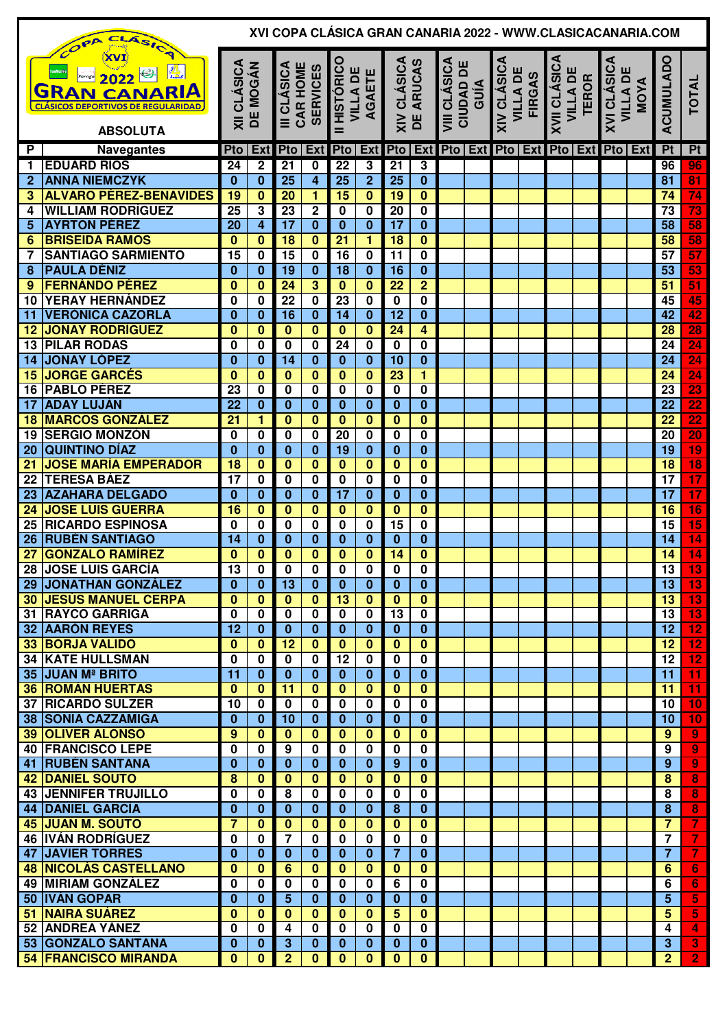# XVI COPA CLÁSICA GRAN CANARIA 2022 - WWW.CLASICACANARIA.COM

COPA CLÁSICA XVI 2022 GRAN CANARIA — CLÁSICOS DEPORTIVOS DE REGULARIDAD

## ABSOLUTA

| P | Navegantes | XII CLÁSICA DE MOGÁN | | III CLÁSICA CAR HOME SERVICES | | II HISTÓRICO VILLA DE AGAETE | | XIV CLÁSICA DE ARUCAS | | VIII CLÁSICA CIUDAD DE GUÍA | | XIV CLÁSICA VILLA DE FIRGAS | | XVII CLÁSICA VILLA DE TEROR | | XVI CLÁSICA VILLA DE MOYA | | ACUMULADO | TOTAL |
|---|---|---|---|---|---|---|---|---|---|---|---|---|---|---|---|---|---|---|---|
| | | Pto | Ext | Pto | Ext | Pto | Ext | Pto | Ext | Pto | Ext | Pto | Ext | Pto | Ext | Pto | Ext | Pt | Pt |
| 1 | EDUARD RIOS | 24 | 2 | 21 | 0 | 22 | 3 | 21 | 3 | | | | | | | | | 96 | 96 |
| 2 | ANNA NIEMCZYK | 0 | 0 | 25 | 4 | 25 | 2 | 25 | 0 | | | | | | | | | 81 | 81 |
| 3 | ALVARO PÉREZ-BENAVIDES | 19 | 0 | 20 | 1 | 15 | 0 | 19 | 0 | | | | | | | | | 74 | 74 |
| 4 | WILLIAM RODRÍGUEZ | 25 | 3 | 23 | 2 | 0 | 0 | 20 | 0 | | | | | | | | | 73 | 73 |
| 5 | AYRTON PÉREZ | 20 | 4 | 17 | 0 | 0 | 0 | 17 | 0 | | | | | | | | | 58 | 58 |
| 6 | BRISEIDA RAMOS | 0 | 0 | 18 | 0 | 21 | 1 | 18 | 0 | | | | | | | | | 58 | 58 |
| 7 | SANTIAGO SARMIENTO | 15 | 0 | 15 | 0 | 16 | 0 | 11 | 0 | | | | | | | | | 57 | 57 |
| 8 | PAULA DÉNIZ | 0 | 0 | 19 | 0 | 18 | 0 | 16 | 0 | | | | | | | | | 53 | 53 |
| 9 | FERNANDO PÉREZ | 0 | 0 | 24 | 3 | 0 | 0 | 22 | 2 | | | | | | | | | 51 | 51 |
| 10 | YERAY HERNÁNDEZ | 0 | 0 | 22 | 0 | 23 | 0 | 0 | 0 | | | | | | | | | 45 | 45 |
| 11 | VERÓNICA CAZORLA | 0 | 0 | 16 | 0 | 14 | 0 | 12 | 0 | | | | | | | | | 42 | 42 |
| 12 | JONAY RODRÍGUEZ | 0 | 0 | 0 | 0 | 0 | 0 | 24 | 4 | | | | | | | | | 28 | 28 |
| 13 | PILAR RODAS | 0 | 0 | 0 | 0 | 24 | 0 | 0 | 0 | | | | | | | | | 24 | 24 |
| 14 | JONAY LÓPEZ | 0 | 0 | 14 | 0 | 0 | 0 | 10 | 0 | | | | | | | | | 24 | 24 |
| 15 | JORGE GARCÉS | 0 | 0 | 0 | 0 | 0 | 0 | 23 | 1 | | | | | | | | | 24 | 24 |
| 16 | PABLO PÉREZ | 23 | 0 | 0 | 0 | 0 | 0 | 0 | 0 | | | | | | | | | 23 | 23 |
| 17 | ADAY LUJÁN | 22 | 0 | 0 | 0 | 0 | 0 | 0 | 0 | | | | | | | | | 22 | 22 |
| 18 | MARCOS GONZÁLEZ | 21 | 1 | 0 | 0 | 0 | 0 | 0 | 0 | | | | | | | | | 22 | 22 |
| 19 | SERGIO MONZÓN | 0 | 0 | 0 | 0 | 20 | 0 | 0 | 0 | | | | | | | | | 20 | 20 |
| 20 | QUINTINO DÍAZ | 0 | 0 | 0 | 0 | 19 | 0 | 0 | 0 | | | | | | | | | 19 | 19 |
| 21 | JOSE MARÍA EMPERADOR | 18 | 0 | 0 | 0 | 0 | 0 | 0 | 0 | | | | | | | | | 18 | 18 |
| 22 | TERESA BÁEZ | 17 | 0 | 0 | 0 | 0 | 0 | 0 | 0 | | | | | | | | | 17 | 17 |
| 23 | AZAHARA DELGADO | 0 | 0 | 0 | 0 | 17 | 0 | 0 | 0 | | | | | | | | | 17 | 17 |
| 24 | JOSE LUIS GUERRA | 16 | 0 | 0 | 0 | 0 | 0 | 0 | 0 | | | | | | | | | 16 | 16 |
| 25 | RICARDO ESPINOSA | 0 | 0 | 0 | 0 | 0 | 0 | 15 | 0 | | | | | | | | | 15 | 15 |
| 26 | RUBÉN SANTIAGO | 14 | 0 | 0 | 0 | 0 | 0 | 0 | 0 | | | | | | | | | 14 | 14 |
| 27 | GONZALO RAMÍREZ | 0 | 0 | 0 | 0 | 0 | 0 | 14 | 0 | | | | | | | | | 14 | 14 |
| 28 | JOSE LUIS GARCÍA | 13 | 0 | 0 | 0 | 0 | 0 | 0 | 0 | | | | | | | | | 13 | 13 |
| 29 | JONATHAN GONZÁLEZ | 0 | 0 | 13 | 0 | 0 | 0 | 0 | 0 | | | | | | | | | 13 | 13 |
| 30 | JESÚS MANUEL CERPA | 0 | 0 | 0 | 0 | 13 | 0 | 0 | 0 | | | | | | | | | 13 | 13 |
| 31 | RAYCO GARRIGA | 0 | 0 | 0 | 0 | 0 | 0 | 13 | 0 | | | | | | | | | 13 | 13 |
| 32 | AARÓN REYES | 12 | 0 | 0 | 0 | 0 | 0 | 0 | 0 | | | | | | | | | 12 | 12 |
| 33 | BORJA VALIDO | 0 | 0 | 12 | 0 | 0 | 0 | 0 | 0 | | | | | | | | | 12 | 12 |
| 34 | KATE HULLSMAN | 0 | 0 | 0 | 0 | 12 | 0 | 0 | 0 | | | | | | | | | 12 | 12 |
| 35 | JUAN Mª BRITO | 11 | 0 | 0 | 0 | 0 | 0 | 0 | 0 | | | | | | | | | 11 | 11 |
| 36 | ROMÁN HUERTAS | 0 | 0 | 11 | 0 | 0 | 0 | 0 | 0 | | | | | | | | | 11 | 11 |
| 37 | RICARDO SULZER | 10 | 0 | 0 | 0 | 0 | 0 | 0 | 0 | | | | | | | | | 10 | 10 |
| 38 | SONIA CAZZAMIGA | 0 | 0 | 10 | 0 | 0 | 0 | 0 | 0 | | | | | | | | | 10 | 10 |
| 39 | OLIVER ALONSO | 9 | 0 | 0 | 0 | 0 | 0 | 0 | 0 | | | | | | | | | 9 | 9 |
| 40 | FRANCISCO LEPE | 0 | 0 | 9 | 0 | 0 | 0 | 0 | 0 | | | | | | | | | 9 | 9 |
| 41 | RUBÉN SANTANA | 0 | 0 | 0 | 0 | 0 | 0 | 9 | 0 | | | | | | | | | 9 | 9 |
| 42 | DANIEL SOUTO | 8 | 0 | 0 | 0 | 0 | 0 | 0 | 0 | | | | | | | | | 8 | 8 |
| 43 | JENNIFER TRUJILLO | 0 | 0 | 8 | 0 | 0 | 0 | 0 | 0 | | | | | | | | | 8 | 8 |
| 44 | DANIEL GARCÍA | 0 | 0 | 0 | 0 | 0 | 0 | 8 | 0 | | | | | | | | | 8 | 8 |
| 45 | JUAN M. SOUTO | 7 | 0 | 0 | 0 | 0 | 0 | 0 | 0 | | | | | | | | | 7 | 7 |
| 46 | IVÁN RODRÍGUEZ | 0 | 0 | 7 | 0 | 0 | 0 | 0 | 0 | | | | | | | | | 7 | 7 |
| 47 | JAVIER TORRES | 0 | 0 | 0 | 0 | 0 | 0 | 7 | 0 | | | | | | | | | 7 | 7 |
| 48 | NICOLÁS CASTELLANO | 0 | 0 | 6 | 0 | 0 | 0 | 0 | 0 | | | | | | | | | 6 | 6 |
| 49 | MIRIAM GONZÁLEZ | 0 | 0 | 0 | 0 | 0 | 0 | 6 | 0 | | | | | | | | | 6 | 6 |
| 50 | IVÁN GOPAR | 0 | 0 | 5 | 0 | 0 | 0 | 0 | 0 | | | | | | | | | 5 | 5 |
| 51 | NAIRA SUÁREZ | 0 | 0 | 0 | 0 | 0 | 0 | 5 | 0 | | | | | | | | | 5 | 5 |
| 52 | ANDREA YÁNEZ | 0 | 0 | 4 | 0 | 0 | 0 | 0 | 0 | | | | | | | | | 4 | 4 |
| 53 | GONZALO SANTANA | 0 | 0 | 3 | 0 | 0 | 0 | 0 | 0 | | | | | | | | | 3 | 3 |
| 54 | FRANCISCO MIRANDA | 0 | 0 | 2 | 0 | 0 | 0 | 0 | 0 | | | | | | | | | 2 | 2 |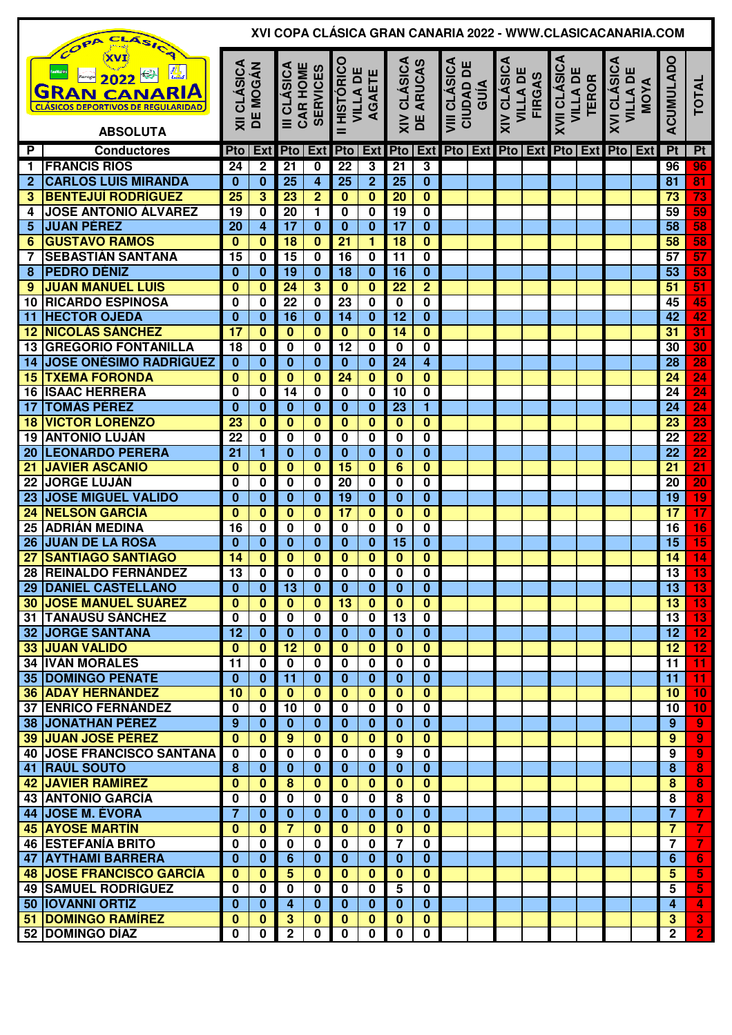# XVI COPA CLÁSICA GRAN CANARIA 2022 - WWW.CLASICACANARIA.COM

## ABSOLUTA

| P | Conductores | XII CLÁSICA DE MOGÁN | | III CLÁSICA CAR HOME SERVICES | | II HISTÓRICO VILLA DE AGAETE | | XIV CLÁSICA DE ARUCAS | | VIII CLÁSICA CIUDAD DE GUÍA | | XIV CLÁSICA VILLA DE FIRGAS | | XVII CLÁSICA VILLA DE TEROR | | XVI CLÁSICA VILLA DE MOYA | | ACUMULADO | TOTAL |
|---|---|---|---|---|---|---|---|---|---|---|---|---|---|---|---|---|---|---|---|
| | | Pto | Ext | Pto | Ext | Pto | Ext | Pto | Ext | Pto | Ext | Pto | Ext | Pto | Ext | Pto | Ext | Pt | Pt |
| 1 | FRANCIS RIOS | 24 | 2 | 21 | 0 | 22 | 3 | 21 | 3 | | | | | | | | | 96 | 96 |
| 2 | CARLOS LUIS MIRANDA | 0 | 0 | 25 | 4 | 25 | 2 | 25 | 0 | | | | | | | | | 81 | 81 |
| 3 | BENTEJUÍ RODRÍGUEZ | 25 | 3 | 23 | 2 | 0 | 0 | 20 | 0 | | | | | | | | | 73 | 73 |
| 4 | JOSE ANTONIO ÁLVAREZ | 19 | 0 | 20 | 1 | 0 | 0 | 19 | 0 | | | | | | | | | 59 | 59 |
| 5 | JUAN PÉREZ | 20 | 4 | 17 | 0 | 0 | 0 | 17 | 0 | | | | | | | | | 58 | 58 |
| 6 | GUSTAVO RAMOS | 0 | 0 | 18 | 0 | 21 | 1 | 18 | 0 | | | | | | | | | 58 | 58 |
| 7 | SEBASTIÁN SANTANA | 15 | 0 | 15 | 0 | 16 | 0 | 11 | 0 | | | | | | | | | 57 | 57 |
| 8 | PEDRO DÉNIZ | 0 | 0 | 19 | 0 | 18 | 0 | 16 | 0 | | | | | | | | | 53 | 53 |
| 9 | JUAN MANUEL LUIS | 0 | 0 | 24 | 3 | 0 | 0 | 22 | 2 | | | | | | | | | 51 | 51 |
| 10 | RICARDO ESPINOSA | 0 | 0 | 22 | 0 | 23 | 0 | 0 | 0 | | | | | | | | | 45 | 45 |
| 11 | HECTOR OJEDA | 0 | 0 | 16 | 0 | 14 | 0 | 12 | 0 | | | | | | | | | 42 | 42 |
| 12 | NICOLÁS SÁNCHEZ | 17 | 0 | 0 | 0 | 0 | 0 | 14 | 0 | | | | | | | | | 31 | 31 |
| 13 | GREGORIO FONTANILLA | 18 | 0 | 0 | 0 | 12 | 0 | 0 | 0 | | | | | | | | | 30 | 30 |
| 14 | JOSE ONÉSIMO RADRÍGUEZ | 0 | 0 | 0 | 0 | 0 | 0 | 24 | 4 | | | | | | | | | 28 | 28 |
| 15 | TXEMA FORONDA | 0 | 0 | 0 | 0 | 24 | 0 | 0 | 0 | | | | | | | | | 24 | 24 |
| 16 | ISAAC HERRERA | 0 | 0 | 14 | 0 | 0 | 0 | 10 | 0 | | | | | | | | | 24 | 24 |
| 17 | TOMÁS PÉREZ | 0 | 0 | 0 | 0 | 0 | 0 | 23 | 1 | | | | | | | | | 24 | 24 |
| 18 | VICTOR LORENZO | 23 | 0 | 0 | 0 | 0 | 0 | 0 | 0 | | | | | | | | | 23 | 23 |
| 19 | ANTONIO LUJÁN | 22 | 0 | 0 | 0 | 0 | 0 | 0 | 0 | | | | | | | | | 22 | 22 |
| 20 | LEONARDO PERERA | 21 | 1 | 0 | 0 | 0 | 0 | 0 | 0 | | | | | | | | | 22 | 22 |
| 21 | JAVIER ASCANIO | 0 | 0 | 0 | 0 | 15 | 0 | 6 | 0 | | | | | | | | | 21 | 21 |
| 22 | JORGE LUJÁN | 0 | 0 | 0 | 0 | 20 | 0 | 0 | 0 | | | | | | | | | 20 | 20 |
| 23 | JOSE MIGUEL VALIDO | 0 | 0 | 0 | 0 | 19 | 0 | 0 | 0 | | | | | | | | | 19 | 19 |
| 24 | NELSON GARCÍA | 0 | 0 | 0 | 0 | 17 | 0 | 0 | 0 | | | | | | | | | 17 | 17 |
| 25 | ADRIÁN MEDINA | 16 | 0 | 0 | 0 | 0 | 0 | 0 | 0 | | | | | | | | | 16 | 16 |
| 26 | JUAN DE LA ROSA | 0 | 0 | 0 | 0 | 0 | 0 | 15 | 0 | | | | | | | | | 15 | 15 |
| 27 | SANTIAGO SANTIAGO | 14 | 0 | 0 | 0 | 0 | 0 | 0 | 0 | | | | | | | | | 14 | 14 |
| 28 | REINALDO FERNÁNDEZ | 13 | 0 | 0 | 0 | 0 | 0 | 0 | 0 | | | | | | | | | 13 | 13 |
| 29 | DANIEL CASTELLANO | 0 | 0 | 13 | 0 | 0 | 0 | 0 | 0 | | | | | | | | | 13 | 13 |
| 30 | JOSE MANUEL SUÁREZ | 0 | 0 | 0 | 0 | 13 | 0 | 0 | 0 | | | | | | | | | 13 | 13 |
| 31 | TANAUSÚ SÁNCHEZ | 0 | 0 | 0 | 0 | 0 | 0 | 13 | 0 | | | | | | | | | 13 | 13 |
| 32 | JORGE SANTANA | 12 | 0 | 0 | 0 | 0 | 0 | 0 | 0 | | | | | | | | | 12 | 12 |
| 33 | JUAN VALIDO | 0 | 0 | 12 | 0 | 0 | 0 | 0 | 0 | | | | | | | | | 12 | 12 |
| 34 | IVÁN MORALES | 11 | 0 | 0 | 0 | 0 | 0 | 0 | 0 | | | | | | | | | 11 | 11 |
| 35 | DOMINGO PEÑATE | 0 | 0 | 11 | 0 | 0 | 0 | 0 | 0 | | | | | | | | | 11 | 11 |
| 36 | ADAY HERNÁNDEZ | 10 | 0 | 0 | 0 | 0 | 0 | 0 | 0 | | | | | | | | | 10 | 10 |
| 37 | ENRICO FERNÁNDEZ | 0 | 0 | 10 | 0 | 0 | 0 | 0 | 0 | | | | | | | | | 10 | 10 |
| 38 | JONATHAN PÉREZ | 9 | 0 | 0 | 0 | 0 | 0 | 0 | 0 | | | | | | | | | 9 | 9 |
| 39 | JUAN JOSÉ PÉREZ | 0 | 0 | 9 | 0 | 0 | 0 | 0 | 0 | | | | | | | | | 9 | 9 |
| 40 | JOSE FRANCISCO SANTANA | 0 | 0 | 0 | 0 | 0 | 0 | 9 | 0 | | | | | | | | | 9 | 9 |
| 41 | RAÚL SOUTO | 8 | 0 | 0 | 0 | 0 | 0 | 0 | 0 | | | | | | | | | 8 | 8 |
| 42 | JAVIER RAMÍREZ | 0 | 0 | 8 | 0 | 0 | 0 | 0 | 0 | | | | | | | | | 8 | 8 |
| 43 | ANTONIO GARCÍA | 0 | 0 | 0 | 0 | 0 | 0 | 8 | 0 | | | | | | | | | 8 | 8 |
| 44 | JOSE M. ÉVORA | 7 | 0 | 0 | 0 | 0 | 0 | 0 | 0 | | | | | | | | | 7 | 7 |
| 45 | AYOSE MARTÍN | 0 | 0 | 7 | 0 | 0 | 0 | 0 | 0 | | | | | | | | | 7 | 7 |
| 46 | ESTEFANÍA BRITO | 0 | 0 | 0 | 0 | 0 | 0 | 7 | 0 | | | | | | | | | 7 | 7 |
| 47 | AYTHAMI BARRERA | 0 | 0 | 6 | 0 | 0 | 0 | 0 | 0 | | | | | | | | | 6 | 6 |
| 48 | JOSE FRANCISCO GARCÍA | 0 | 0 | 5 | 0 | 0 | 0 | 0 | 0 | | | | | | | | | 5 | 5 |
| 49 | SAMUEL RODRÍGUEZ | 0 | 0 | 0 | 0 | 0 | 0 | 5 | 0 | | | | | | | | | 5 | 5 |
| 50 | IOVANNI ORTIZ | 0 | 0 | 4 | 0 | 0 | 0 | 0 | 0 | | | | | | | | | 4 | 4 |
| 51 | DOMINGO RAMÍREZ | 0 | 0 | 3 | 0 | 0 | 0 | 0 | 0 | | | | | | | | | 3 | 3 |
| 52 | DOMINGO DÍAZ | 0 | 0 | 2 | 0 | 0 | 0 | 0 | 0 | | | | | | | | | 2 | 2 |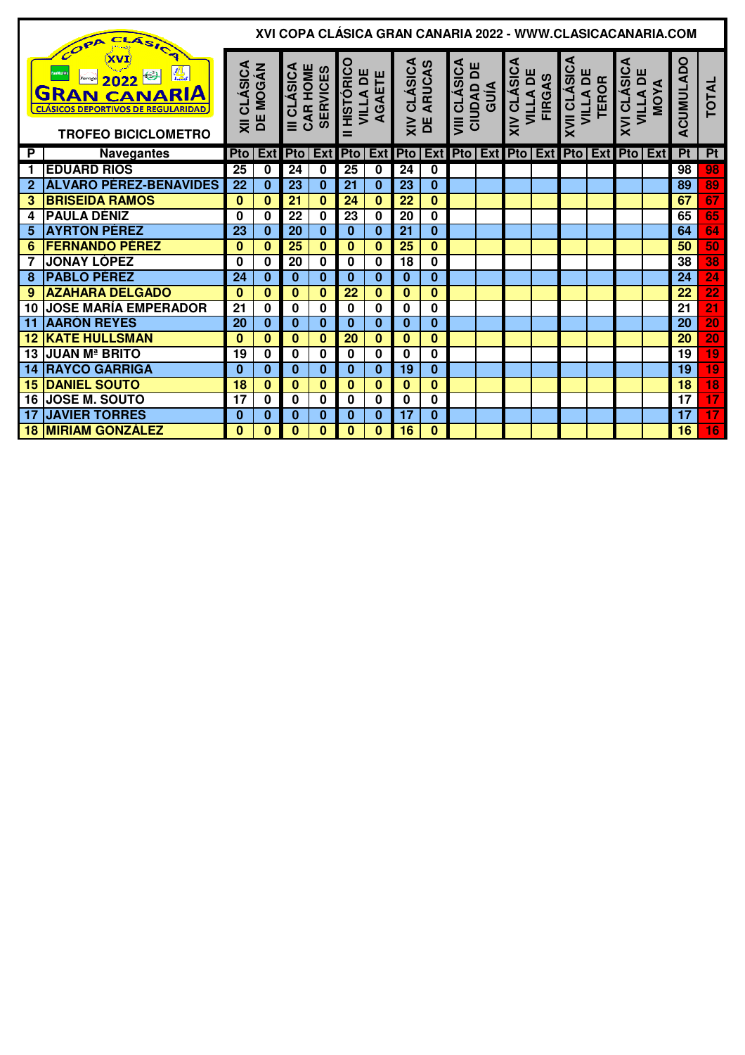# XVI COPA CLÁSICA GRAN CANARIA 2022 - WWW.CLASICACANARIA.COM

COPA CLÁSICA XVI 2022 GRAN CANARIA CLÁSICOS DEPORTIVOS DE REGULARIDAD

## TROFEO BICICLOMETRO

| P | Navegantes | XII CLÁSICA DE MOGÁN | | III CLÁSICA CAR HOME SERVICES | | II HISTÓRICO VILLA DE AGAETE | | XIV CLÁSICA DE ARUCAS | | VIII CLÁSICA CIUDAD DE GUÍA | | XIV CLÁSICA VILLA DE FIRGAS | | XVII CLÁSICA VILLA DE TEROR | | XVI CLÁSICA VILLA DE MOYA | | ACUMULADO | TOTAL |
|---|---|---|---|---|---|---|---|---|---|---|---|---|---|---|---|---|---|---|---|
| | | Pto | Ext | Pto | Ext | Pto | Ext | Pto | Ext | Pto | Ext | Pto | Ext | Pto | Ext | Pto | Ext | Pt | Pt |
| 1 | EDUARD RIOS | 25 | 0 | 24 | 0 | 25 | 0 | 24 | 0 | | | | | | | | | 98 | 98 |
| 2 | ÁLVARO PÉREZ-BENAVIDES | 22 | 0 | 23 | 0 | 21 | 0 | 23 | 0 | | | | | | | | | 89 | 89 |
| 3 | BRISEIDA RAMOS | 0 | 0 | 21 | 0 | 24 | 0 | 22 | 0 | | | | | | | | | 67 | 67 |
| 4 | PAULA DÉNIZ | 0 | 0 | 22 | 0 | 23 | 0 | 20 | 0 | | | | | | | | | 65 | 65 |
| 5 | AYRTON PÉREZ | 23 | 0 | 20 | 0 | 0 | 0 | 21 | 0 | | | | | | | | | 64 | 64 |
| 6 | FERNANDO PÉREZ | 0 | 0 | 25 | 0 | 0 | 0 | 25 | 0 | | | | | | | | | 50 | 50 |
| 7 | JONAY LÓPEZ | 0 | 0 | 20 | 0 | 0 | 0 | 18 | 0 | | | | | | | | | 38 | 38 |
| 8 | PABLO PÉREZ | 24 | 0 | 0 | 0 | 0 | 0 | 0 | 0 | | | | | | | | | 24 | 24 |
| 9 | AZAHARA DELGADO | 0 | 0 | 0 | 0 | 22 | 0 | 0 | 0 | | | | | | | | | 22 | 22 |
| 10 | JOSE MARÍA EMPERADOR | 21 | 0 | 0 | 0 | 0 | 0 | 0 | 0 | | | | | | | | | 21 | 21 |
| 11 | AARÓN REYES | 20 | 0 | 0 | 0 | 0 | 0 | 0 | 0 | | | | | | | | | 20 | 20 |
| 12 | KATE HULLSMAN | 0 | 0 | 0 | 0 | 20 | 0 | 0 | 0 | | | | | | | | | 20 | 20 |
| 13 | JUAN Mª BRITO | 19 | 0 | 0 | 0 | 0 | 0 | 0 | 0 | | | | | | | | | 19 | 19 |
| 14 | RAYCO GARRIGA | 0 | 0 | 0 | 0 | 0 | 0 | 19 | 0 | | | | | | | | | 19 | 19 |
| 15 | DANIEL SOUTO | 18 | 0 | 0 | 0 | 0 | 0 | 0 | 0 | | | | | | | | | 18 | 18 |
| 16 | JOSE M. SOUTO | 17 | 0 | 0 | 0 | 0 | 0 | 0 | 0 | | | | | | | | | 17 | 17 |
| 17 | JAVIER TORRES | 0 | 0 | 0 | 0 | 0 | 0 | 17 | 0 | | | | | | | | | 17 | 17 |
| 18 | MIRIAM GONZÁLEZ | 0 | 0 | 0 | 0 | 0 | 0 | 16 | 0 | | | | | | | | | 16 | 16 |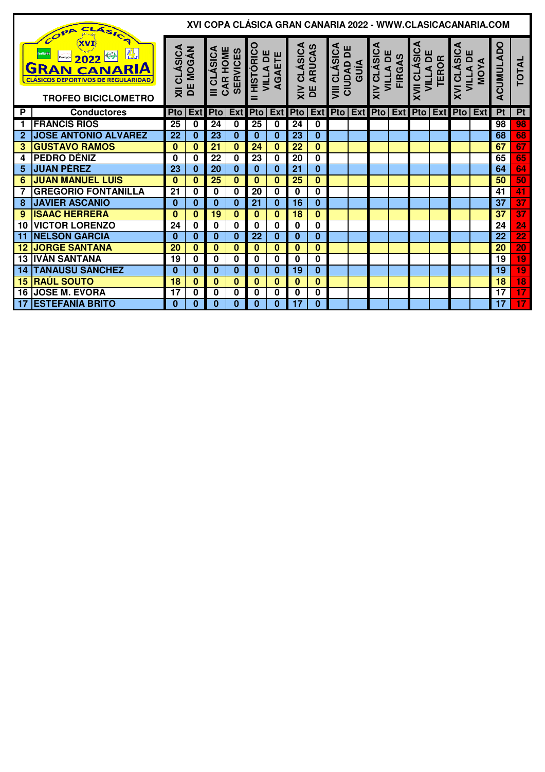# XVI COPA CLÁSICA GRAN CANARIA 2022 - WWW.CLASICACANARIA.COM

## TROFEO BICICLOMETRO

| P | Conductores | XII CLÁSICA DE MOGÁN | | III CLÁSICA CAR HOME SERVICES | | II HISTÓRICO VILLA DE AGAETE | | XIV CLÁSICA DE ARUCAS | | VIII CLÁSICA CIUDAD DE GUÍA | | XIV CLÁSICA VILLA DE FIRGAS | | XVII CLÁSICA VILLA DE TEROR | | XVI CLÁSICA VILLA DE MOYA | | ACUMULADO | TOTAL |
|---|---|---|---|---|---|---|---|---|---|---|---|---|---|---|---|---|---|---|---|
| | | Pto | Ext | Pto | Ext | Pto | Ext | Pto | Ext | Pto | Ext | Pto | Ext | Pto | Ext | Pto | Ext | Pt | Pt |
| 1 | FRANCIS RIOS | 25 | 0 | 24 | 0 | 25 | 0 | 24 | 0 | | | | | | | | | 98 | 98 |
| 2 | JOSE ANTONIO ÁLVAREZ | 22 | 0 | 23 | 0 | 0 | 0 | 23 | 0 | | | | | | | | | 68 | 68 |
| 3 | GUSTAVO RAMOS | 0 | 0 | 21 | 0 | 24 | 0 | 22 | 0 | | | | | | | | | 67 | 67 |
| 4 | PEDRO DÉNIZ | 0 | 0 | 22 | 0 | 23 | 0 | 20 | 0 | | | | | | | | | 65 | 65 |
| 5 | JUAN PÉREZ | 23 | 0 | 20 | 0 | 0 | 0 | 21 | 0 | | | | | | | | | 64 | 64 |
| 6 | JUAN MANUEL LUIS | 0 | 0 | 25 | 0 | 0 | 0 | 25 | 0 | | | | | | | | | 50 | 50 |
| 7 | GREGORIO FONTANILLA | 21 | 0 | 0 | 0 | 20 | 0 | 0 | 0 | | | | | | | | | 41 | 41 |
| 8 | JAVIER ASCANIO | 0 | 0 | 0 | 0 | 21 | 0 | 16 | 0 | | | | | | | | | 37 | 37 |
| 9 | ISAAC HERRERA | 0 | 0 | 19 | 0 | 0 | 0 | 18 | 0 | | | | | | | | | 37 | 37 |
| 10 | VICTOR LORENZO | 24 | 0 | 0 | 0 | 0 | 0 | 0 | 0 | | | | | | | | | 24 | 24 |
| 11 | NELSON GARCÍA | 0 | 0 | 0 | 0 | 22 | 0 | 0 | 0 | | | | | | | | | 22 | 22 |
| 12 | JORGE SANTANA | 20 | 0 | 0 | 0 | 0 | 0 | 0 | 0 | | | | | | | | | 20 | 20 |
| 13 | IVÁN SANTANA | 19 | 0 | 0 | 0 | 0 | 0 | 0 | 0 | | | | | | | | | 19 | 19 |
| 14 | TANAUSÚ SÁNCHEZ | 0 | 0 | 0 | 0 | 0 | 0 | 19 | 0 | | | | | | | | | 19 | 19 |
| 15 | RAÚL SOUTO | 18 | 0 | 0 | 0 | 0 | 0 | 0 | 0 | | | | | | | | | 18 | 18 |
| 16 | JOSE M. ÉVORA | 17 | 0 | 0 | 0 | 0 | 0 | 0 | 0 | | | | | | | | | 17 | 17 |
| 17 | ESTEFANÍA BRITO | 0 | 0 | 0 | 0 | 0 | 0 | 17 | 0 | | | | | | | | | 17 | 17 |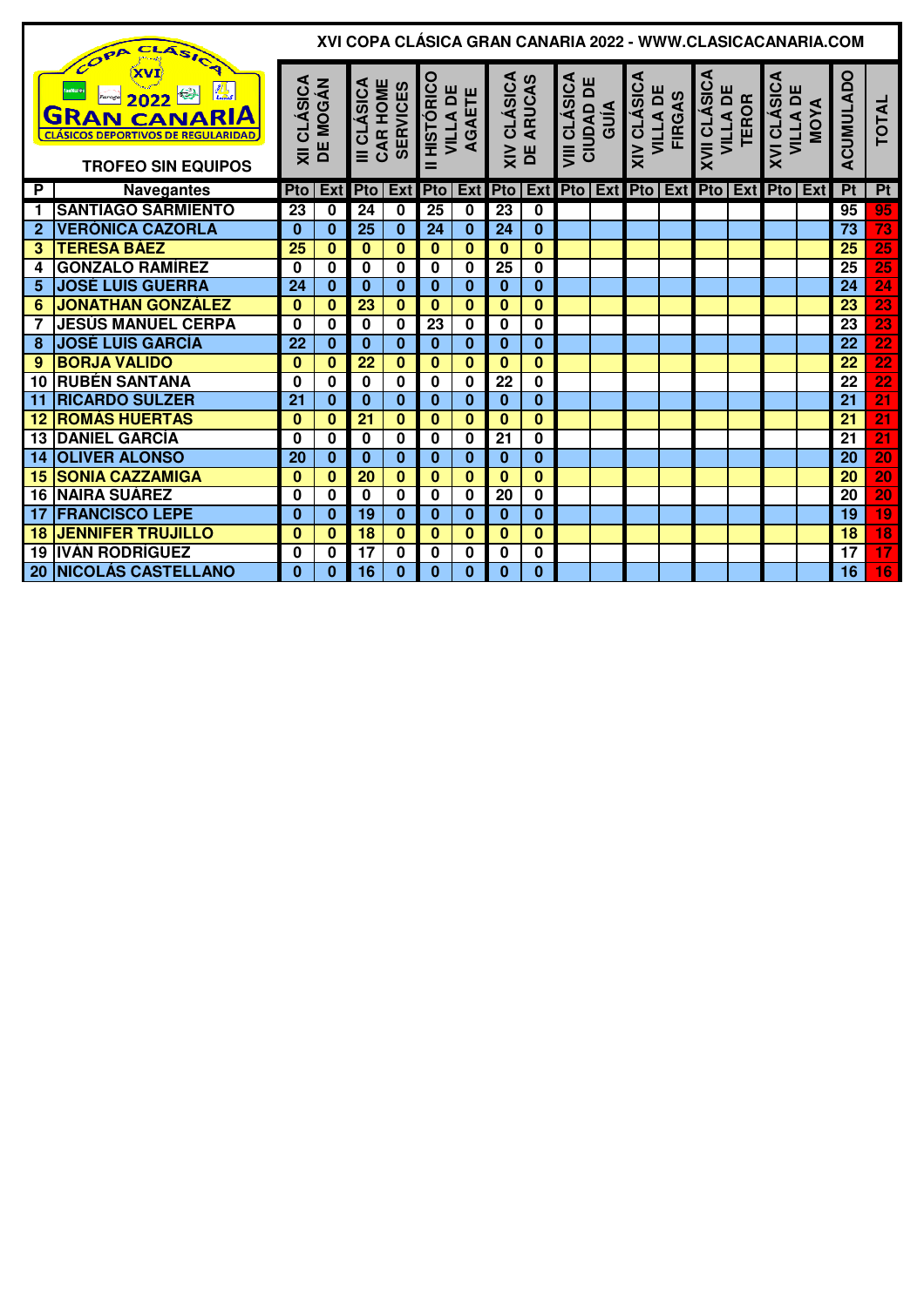# XVI COPA CLÁSICA GRAN CANARIA 2022 - WWW.CLASICACANARIA.COM

COPA CLÁSICA XVI 2022 GRAN CANARIA CLÁSICOS DEPORTIVOS DE REGULARIDAD

## TROFEO SIN EQUIPOS

| P | Navegantes | XII CLÁSICA DE MOGÁN | | III CLÁSICA CAR HOME SERVICES | | II HISTÓRICO VILLA DE AGAETE | | XIV CLÁSICA DE ARUCAS | | VIII CLÁSICA CIUDAD DE GUÍA | | XIV CLÁSICA VILLA DE FIRGAS | | XVII CLÁSICA VILLA DE TEROR | | XVI CLÁSICA VILLA DE MOYA | | ACUMULADO | TOTAL |
|---|---|---|---|---|---|---|---|---|---|---|---|---|---|---|---|---|---|---|---|
| | | Pto | Ext | Pto | Ext | Pto | Ext | Pto | Ext | Pto | Ext | Pto | Ext | Pto | Ext | Pto | Ext | Pt | Pt |
| 1 | SANTIAGO SARMIENTO | 23 | 0 | 24 | 0 | 25 | 0 | 23 | 0 | | | | | | | | | 95 | 95 |
| 2 | VERÓNICA CAZORLA | 0 | 0 | 25 | 0 | 24 | 0 | 24 | 0 | | | | | | | | | 73 | 73 |
| 3 | TERESA BÁEZ | 25 | 0 | 0 | 0 | 0 | 0 | 0 | 0 | | | | | | | | | 25 | 25 |
| 4 | GONZALO RAMÍREZ | 0 | 0 | 0 | 0 | 0 | 0 | 25 | 0 | | | | | | | | | 25 | 25 |
| 5 | JOSÉ LUIS GUERRA | 24 | 0 | 0 | 0 | 0 | 0 | 0 | 0 | | | | | | | | | 24 | 24 |
| 6 | JONATHAN GONZÁLEZ | 0 | 0 | 23 | 0 | 0 | 0 | 0 | 0 | | | | | | | | | 23 | 23 |
| 7 | JESÚS MANUEL CERPA | 0 | 0 | 0 | 0 | 23 | 0 | 0 | 0 | | | | | | | | | 23 | 23 |
| 8 | JOSÉ LUIS GARCÍA | 22 | 0 | 0 | 0 | 0 | 0 | 0 | 0 | | | | | | | | | 22 | 22 |
| 9 | BORJA VALIDO | 0 | 0 | 22 | 0 | 0 | 0 | 0 | 0 | | | | | | | | | 22 | 22 |
| 10 | RUBÉN SANTANA | 0 | 0 | 0 | 0 | 0 | 0 | 22 | 0 | | | | | | | | | 22 | 22 |
| 11 | RICARDO SULZER | 21 | 0 | 0 | 0 | 0 | 0 | 0 | 0 | | | | | | | | | 21 | 21 |
| 12 | ROMÁS HUERTAS | 0 | 0 | 21 | 0 | 0 | 0 | 0 | 0 | | | | | | | | | 21 | 21 |
| 13 | DANIEL GARCÍA | 0 | 0 | 0 | 0 | 0 | 0 | 21 | 0 | | | | | | | | | 21 | 21 |
| 14 | OLIVER ALONSO | 20 | 0 | 0 | 0 | 0 | 0 | 0 | 0 | | | | | | | | | 20 | 20 |
| 15 | SONIA CAZZAMIGA | 0 | 0 | 20 | 0 | 0 | 0 | 0 | 0 | | | | | | | | | 20 | 20 |
| 16 | NAIRA SUÁREZ | 0 | 0 | 0 | 0 | 0 | 0 | 20 | 0 | | | | | | | | | 20 | 20 |
| 17 | FRANCISCO LEPE | 0 | 0 | 19 | 0 | 0 | 0 | 0 | 0 | | | | | | | | | 19 | 19 |
| 18 | JENNIFER TRUJILLO | 0 | 0 | 18 | 0 | 0 | 0 | 0 | 0 | | | | | | | | | 18 | 18 |
| 19 | IVÁN RODRÍGUEZ | 0 | 0 | 17 | 0 | 0 | 0 | 0 | 0 | | | | | | | | | 17 | 17 |
| 20 | NICOLÁS CASTELLANO | 0 | 0 | 16 | 0 | 0 | 0 | 0 | 0 | | | | | | | | | 16 | 16 |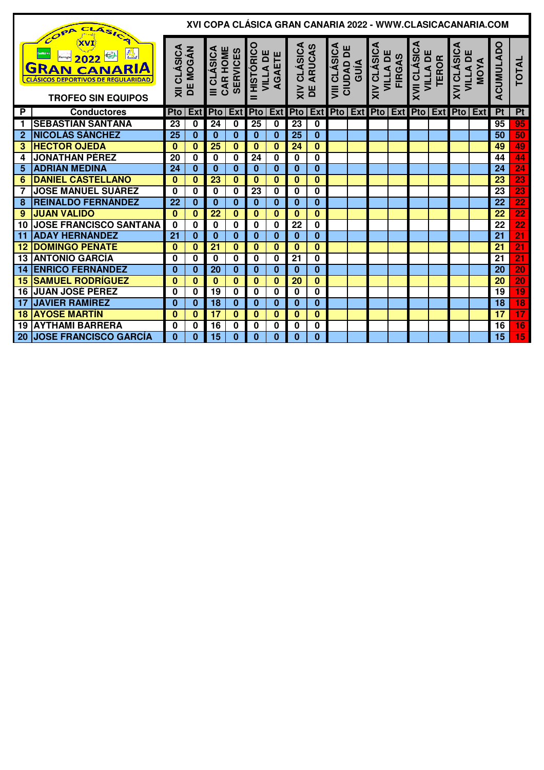# XVI COPA CLÁSICA GRAN CANARIA 2022 - WWW.CLASICACANARIA.COM

## TROFEO SIN EQUIPOS

| P | Conductores | XII CLÁSICA DE MOGÁN | | III CLÁSICA CAR HOME SERVICES | | II HISTÓRICO VILLA DE AGAETE | | XIV CLÁSICA DE ARUCAS | | VIII CLÁSICA CIUDAD DE GUÍA | | XIV CLÁSICA VILLA DE FIRGAS | | XVII CLÁSICA VILLA DE TEROR | | XVI CLÁSICA VILLA DE MOYA | | ACUMULADO | TOTAL |
|---|---|---|---|---|---|---|---|---|---|---|---|---|---|---|---|---|---|---|---|
| | | Pto | Ext | Pto | Ext | Pto | Ext | Pto | Ext | Pto | Ext | Pto | Ext | Pto | Ext | Pto | Ext | Pt | Pt |
| 1 | SEBASTIAN SANTANA | 23 | 0 | 24 | 0 | 25 | 0 | 23 | 0 | | | | | | | | | 95 | 95 |
| 2 | NICOLÁS SÁNCHEZ | 25 | 0 | 0 | 0 | 0 | 0 | 25 | 0 | | | | | | | | | 50 | 50 |
| 3 | HECTOR OJEDA | 0 | 0 | 25 | 0 | 0 | 0 | 24 | 0 | | | | | | | | | 49 | 49 |
| 4 | JONATHAN PÉREZ | 20 | 0 | 0 | 0 | 24 | 0 | 0 | 0 | | | | | | | | | 44 | 44 |
| 5 | ADRIÁN MEDINA | 24 | 0 | 0 | 0 | 0 | 0 | 0 | 0 | | | | | | | | | 24 | 24 |
| 6 | DANIEL CASTELLANO | 0 | 0 | 23 | 0 | 0 | 0 | 0 | 0 | | | | | | | | | 23 | 23 |
| 7 | JOSE MANUEL SUÁREZ | 0 | 0 | 0 | 0 | 23 | 0 | 0 | 0 | | | | | | | | | 23 | 23 |
| 8 | REINALDO FERNÁNDEZ | 22 | 0 | 0 | 0 | 0 | 0 | 0 | 0 | | | | | | | | | 22 | 22 |
| 9 | JUAN VALIDO | 0 | 0 | 22 | 0 | 0 | 0 | 0 | 0 | | | | | | | | | 22 | 22 |
| 10 | JOSE FRANCISCO SANTANA | 0 | 0 | 0 | 0 | 0 | 0 | 22 | 0 | | | | | | | | | 22 | 22 |
| 11 | ADAY HERNÁNDEZ | 21 | 0 | 0 | 0 | 0 | 0 | 0 | 0 | | | | | | | | | 21 | 21 |
| 12 | DOMINGO PEÑATE | 0 | 0 | 21 | 0 | 0 | 0 | 0 | 0 | | | | | | | | | 21 | 21 |
| 13 | ANTONIO GARCÍA | 0 | 0 | 0 | 0 | 0 | 0 | 21 | 0 | | | | | | | | | 21 | 21 |
| 14 | ENRICO FERNÁNDEZ | 0 | 0 | 20 | 0 | 0 | 0 | 0 | 0 | | | | | | | | | 20 | 20 |
| 15 | SAMUEL RODRÍGUEZ | 0 | 0 | 0 | 0 | 0 | 0 | 20 | 0 | | | | | | | | | 20 | 20 |
| 16 | JUAN JOSÉ PÉREZ | 0 | 0 | 19 | 0 | 0 | 0 | 0 | 0 | | | | | | | | | 19 | 19 |
| 17 | JAVIER RAMÍREZ | 0 | 0 | 18 | 0 | 0 | 0 | 0 | 0 | | | | | | | | | 18 | 18 |
| 18 | AYOSE MARTÍN | 0 | 0 | 17 | 0 | 0 | 0 | 0 | 0 | | | | | | | | | 17 | 17 |
| 19 | AYTHAMI BARRERA | 0 | 0 | 16 | 0 | 0 | 0 | 0 | 0 | | | | | | | | | 16 | 16 |
| 20 | JOSE FRANCISCO GARCÍA | 0 | 0 | 15 | 0 | 0 | 0 | 0 | 0 | | | | | | | | | 15 | 15 |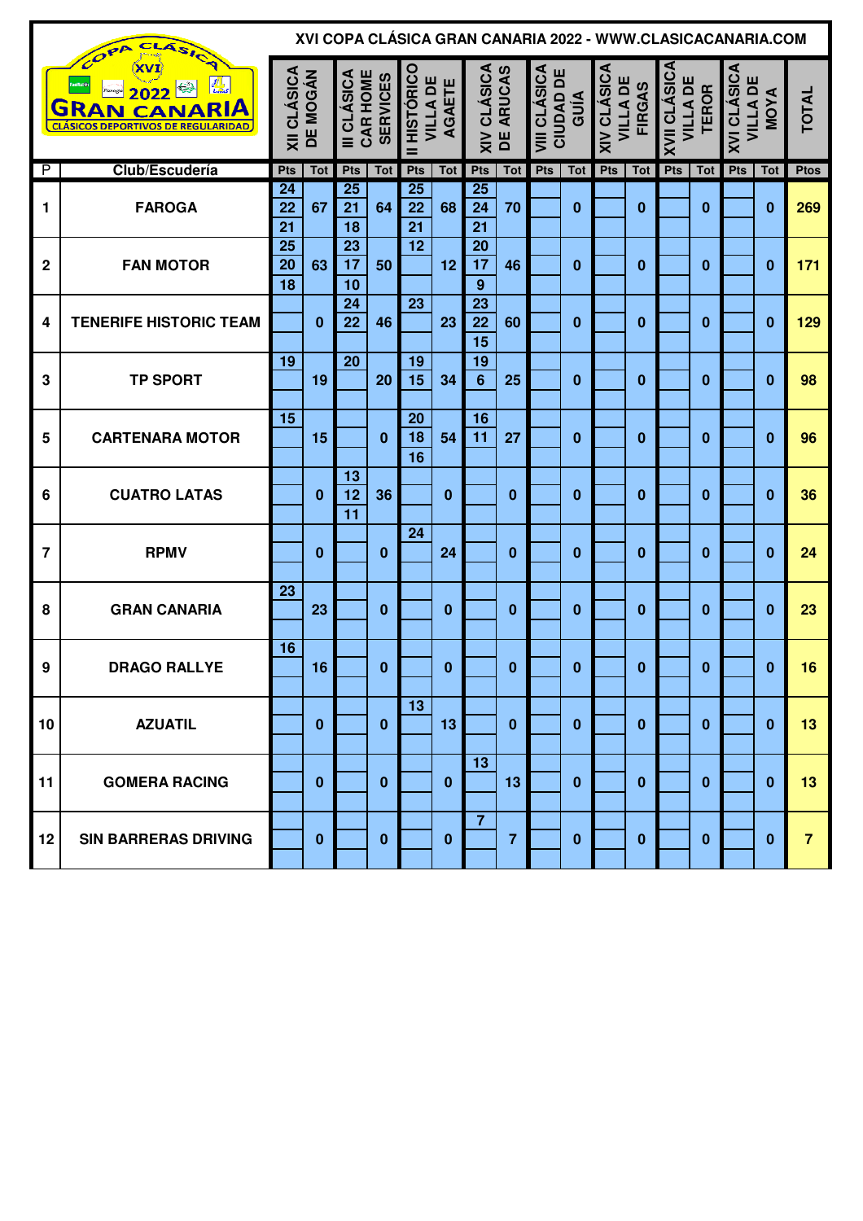# XVI COPA CLÁSICA GRAN CANARIA 2022 - WWW.CLASICACANARIA.COM

| P | Club/Escudería | XII CLÁSICA DE MOGÁN | | III CLÁSICA CAR HOME SERVICES | | II HISTÓRICO VILLA DE AGAETE | | XIV CLÁSICA DE ARUCAS | | VIII CLÁSICA CIUDAD DE GUÍA | | XIV CLÁSICA VILLA DE FIRGAS | | XVII CLÁSICA VILLA DE TEROR | | XVI CLÁSICA VILLA DE MOYA | | TOTAL |
|---|---|---|---|---|---|---|---|---|---|---|---|---|---|---|---|---|---|---|
| | | Pts | Tot | Pts | Tot | Pts | Tot | Pts | Tot | Pts | Tot | Pts | Tot | Pts | Tot | Pts | Tot | Ptos |
| 1 | FAROGA | 24 22 21 | 67 | 25 21 18 | 64 | 25 22 21 | 68 | 25 24 21 | 70 | | 0 | | 0 | | 0 | | 0 | 269 |
| 2 | FAN MOTOR | 25 20 18 | 63 | 23 17 10 | 50 | 12 | 12 | 20 17 9 | 46 | | 0 | | 0 | | 0 | | 0 | 171 |
| 4 | TENERIFE HISTORIC TEAM | | 0 | 24 22 | 46 | 23 | 23 | 23 22 15 | 60 | | 0 | | 0 | | 0 | | 0 | 129 |
| 3 | TP SPORT | 19 | 19 | 20 | 20 | 19 15 | 34 | 19 6 | 25 | | 0 | | 0 | | 0 | | 0 | 98 |
| 5 | CARTENARA MOTOR | 15 | 15 | | 0 | 20 18 16 | 54 | 16 11 | 27 | | 0 | | 0 | | 0 | | 0 | 96 |
| 6 | CUATRO LATAS | | 0 | 13 12 11 | 36 | | 0 | | 0 | | 0 | | 0 | | 0 | | 0 | 36 |
| 7 | RPMV | | 0 | | 0 | 24 | 24 | | 0 | | 0 | | 0 | | 0 | | 0 | 24 |
| 8 | GRAN CANARIA | 23 | 23 | | 0 | | 0 | | 0 | | 0 | | 0 | | 0 | | 0 | 23 |
| 9 | DRAGO RALLYE | 16 | 16 | | 0 | | 0 | | 0 | | 0 | | 0 | | 0 | | 0 | 16 |
| 10 | AZUATIL | | 0 | | 0 | 13 | 13 | | 0 | | 0 | | 0 | | 0 | | 0 | 13 |
| 11 | GOMERA RACING | | 0 | | 0 | | 0 | 13 | 13 | | 0 | | 0 | | 0 | | 0 | 13 |
| 12 | SIN BARRERAS DRIVING | | 0 | | 0 | | 0 | 7 | 7 | | 0 | | 0 | | 0 | | 0 | 7 |